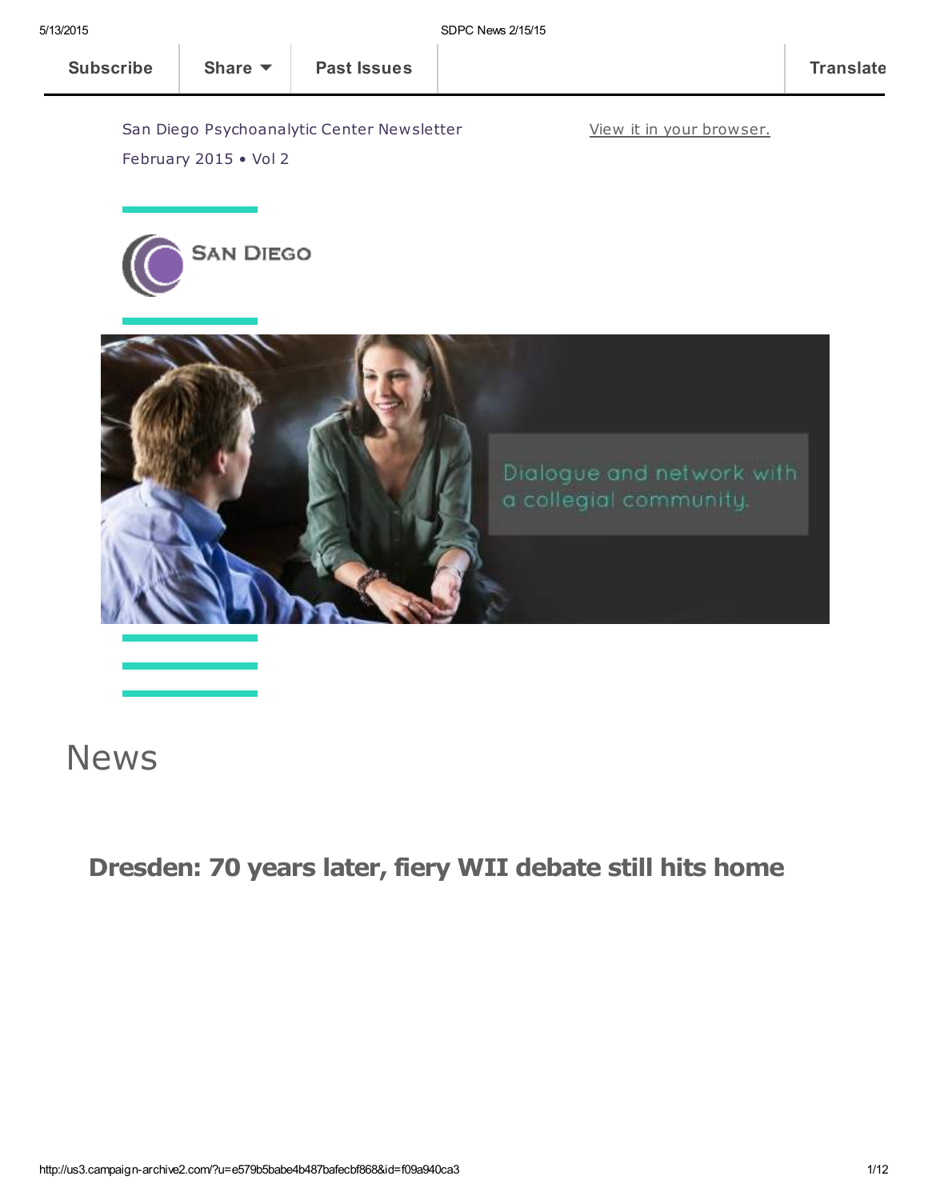Subscribe | Share | Past Issues | Translate

San Diego Psychoanalytic Center Newsletter

February 2015 • Vol 2

View it in your browser.

SAN DIEGO

Dialogue and network with a collegial community.

# News

## Dresden: 70 years later, fiery WII debate still hits home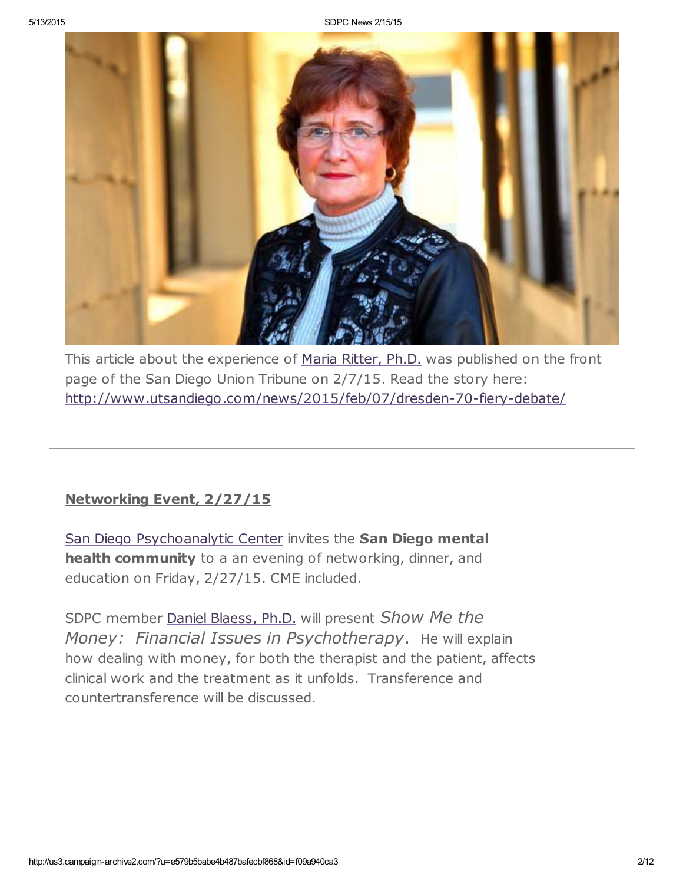This article about the experience of [Maria Ritter, Ph.D.] was published on the front page of the San Diego Union Tribune on 2/7/15. Read the story here: http://www.utsandiego.com/news/2015/feb/07/dresden-70-fiery-debate/

---

## Networking Event, 2/27/15

San Diego Psychoanalytic Center invites the **San Diego mental health community** to a an evening of networking, dinner, and education on Friday, 2/27/15. CME included.

SDPC member Daniel Blaess, Ph.D. will present *Show Me the Money: Financial Issues in Psychotherapy*. He will explain how dealing with money, for both the therapist and the patient, affects clinical work and the treatment as it unfolds. Transference and countertransference will be discussed.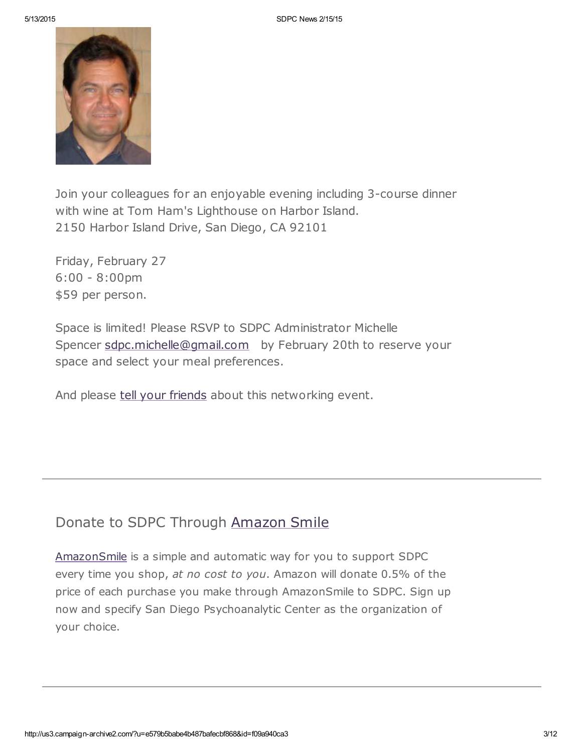Join your colleagues for an enjoyable evening including 3-course dinner with wine at Tom Ham's Lighthouse on Harbor Island.
2150 Harbor Island Drive, San Diego, CA 92101

Friday, February 27
6:00 - 8:00pm
$59 per person.

Space is limited! Please RSVP to SDPC Administrator Michelle Spencer sdpc.michelle@gmail.com by February 20th to reserve your space and select your meal preferences.

And please tell your friends about this networking event.

---

## Donate to SDPC Through Amazon Smile

AmazonSmile is a simple and automatic way for you to support SDPC every time you shop, *at no cost to you*. Amazon will donate 0.5% of the price of each purchase you make through AmazonSmile to SDPC. Sign up now and specify San Diego Psychoanalytic Center as the organization of your choice.

---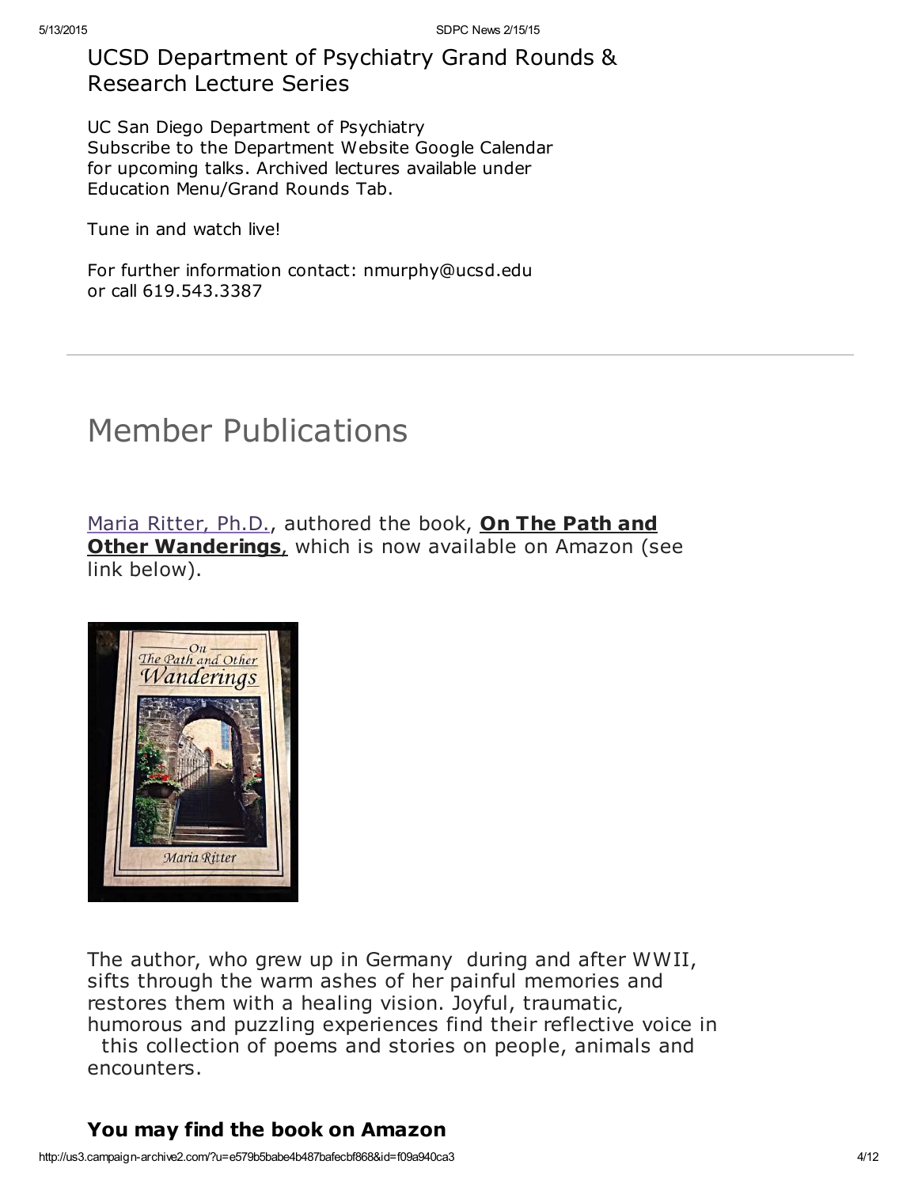## UCSD Department of Psychiatry Grand Rounds & Research Lecture Series

UC San Diego Department of Psychiatry
Subscribe to the Department Website Google Calendar for upcoming talks. Archived lectures available under Education Menu/Grand Rounds Tab.

Tune in and watch live!

For further information contact: nmurphy@ucsd.edu
or call 619.543.3387

---

# Member Publications

Maria Ritter, Ph.D., authored the book, **On The Path and Other Wanderings**, which is now available on Amazon (see link below).

The author, who grew up in Germany during and after WWII, sifts through the warm ashes of her painful memories and restores them with a healing vision. Joyful, traumatic, humorous and puzzling experiences find their reflective voice in this collection of poems and stories on people, animals and encounters.

### You may find the book on Amazon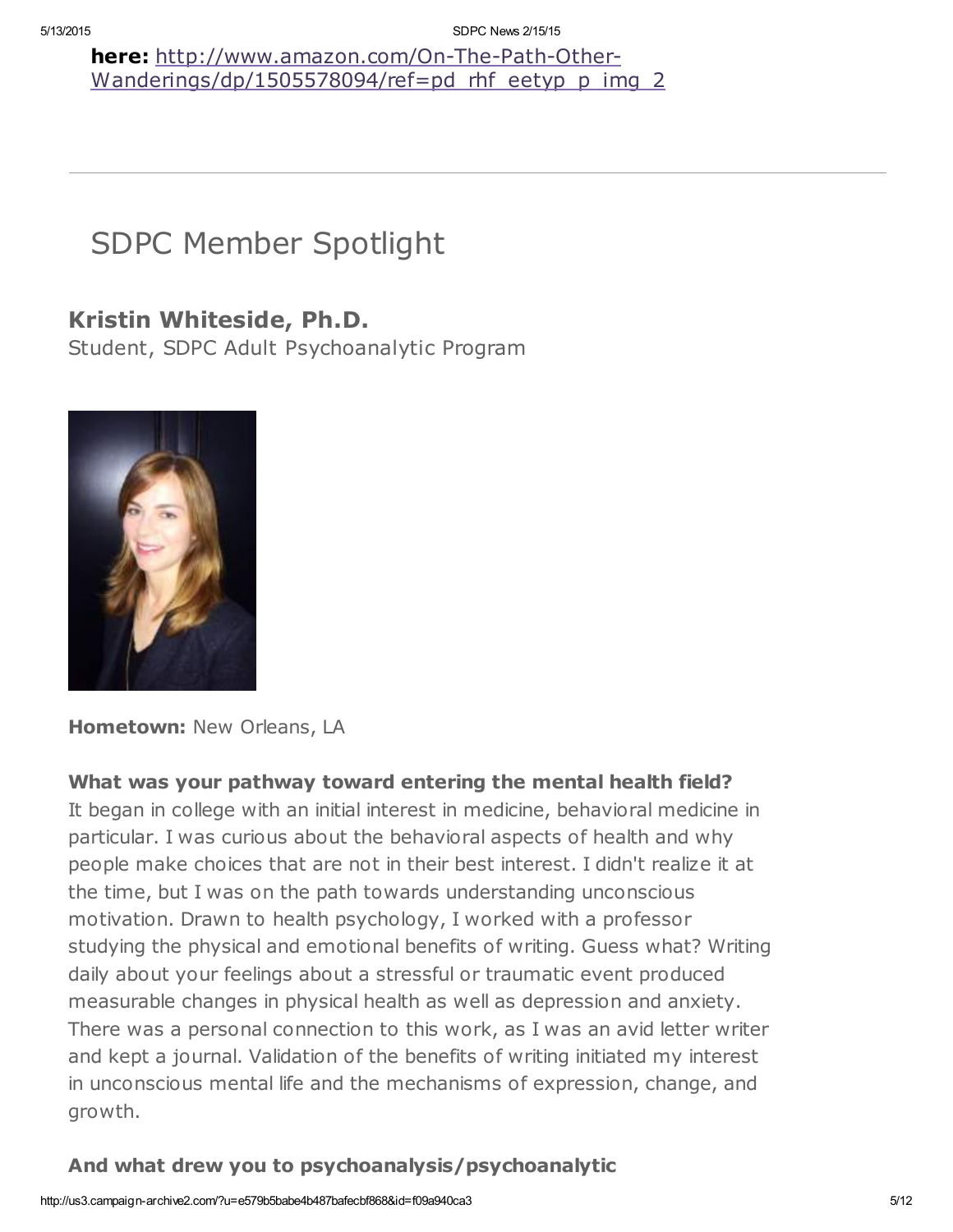**here:** http://www.amazon.com/On-The-Path-Other-Wanderings/dp/1505578094/ref=pd_rhf_eetyp_p_img_2

---

## SDPC Member Spotlight

### Kristin Whiteside, Ph.D.

Student, SDPC Adult Psychoanalytic Program

**Hometown:** New Orleans, LA

**What was your pathway toward entering the mental health field?**

It began in college with an initial interest in medicine, behavioral medicine in particular. I was curious about the behavioral aspects of health and why people make choices that are not in their best interest. I didn't realize it at the time, but I was on the path towards understanding unconscious motivation. Drawn to health psychology, I worked with a professor studying the physical and emotional benefits of writing. Guess what? Writing daily about your feelings about a stressful or traumatic event produced measurable changes in physical health as well as depression and anxiety. There was a personal connection to this work, as I was an avid letter writer and kept a journal. Validation of the benefits of writing initiated my interest in unconscious mental life and the mechanisms of expression, change, and growth.

**And what drew you to psychoanalysis/psychoanalytic**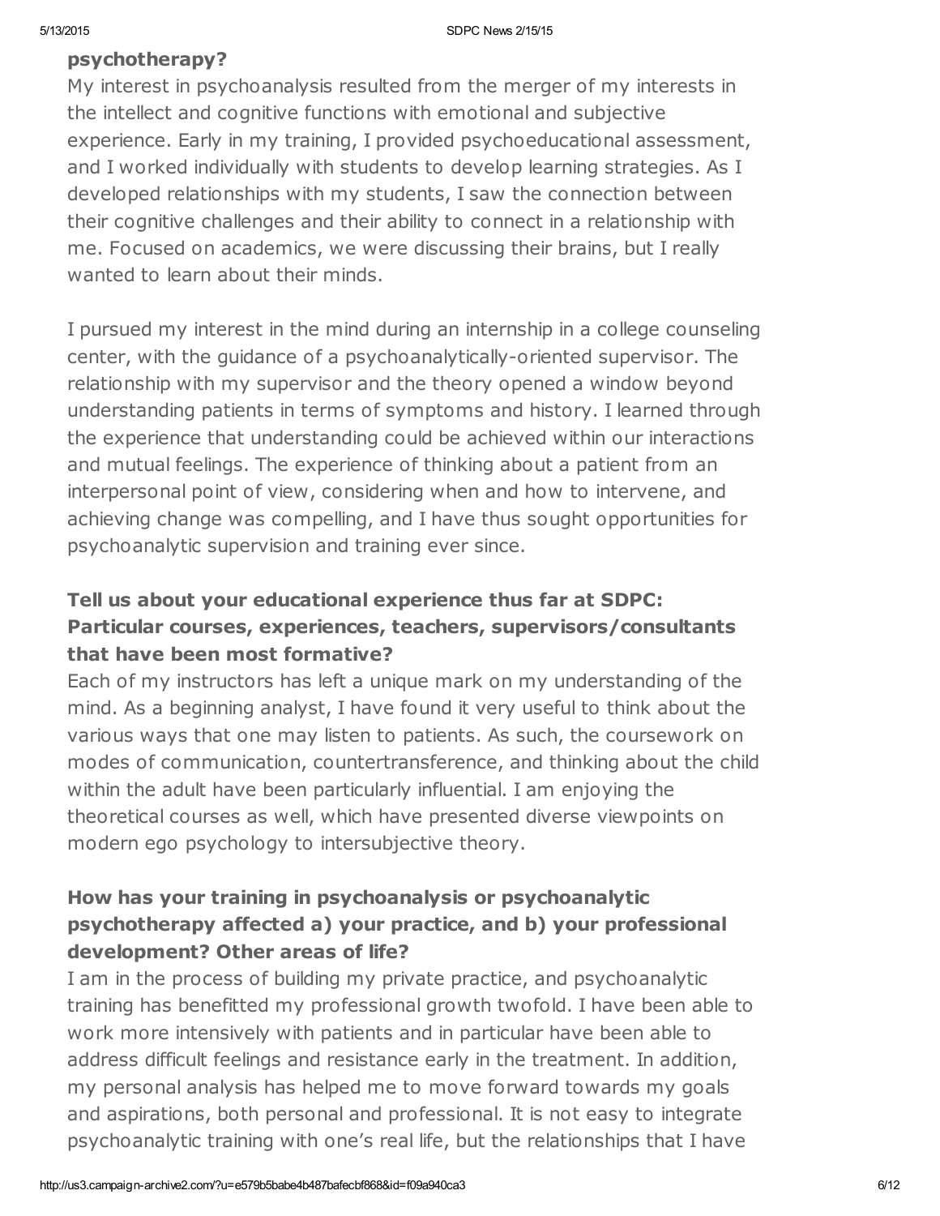### psychotherapy?

My interest in psychoanalysis resulted from the merger of my interests in the intellect and cognitive functions with emotional and subjective experience. Early in my training, I provided psychoeducational assessment, and I worked individually with students to develop learning strategies. As I developed relationships with my students, I saw the connection between their cognitive challenges and their ability to connect in a relationship with me. Focused on academics, we were discussing their brains, but I really wanted to learn about their minds.

I pursued my interest in the mind during an internship in a college counseling center, with the guidance of a psychoanalytically-oriented supervisor. The relationship with my supervisor and the theory opened a window beyond understanding patients in terms of symptoms and history. I learned through the experience that understanding could be achieved within our interactions and mutual feelings. The experience of thinking about a patient from an interpersonal point of view, considering when and how to intervene, and achieving change was compelling, and I have thus sought opportunities for psychoanalytic supervision and training ever since.

### Tell us about your educational experience thus far at SDPC: Particular courses, experiences, teachers, supervisors/consultants that have been most formative?

Each of my instructors has left a unique mark on my understanding of the mind. As a beginning analyst, I have found it very useful to think about the various ways that one may listen to patients. As such, the coursework on modes of communication, countertransference, and thinking about the child within the adult have been particularly influential. I am enjoying the theoretical courses as well, which have presented diverse viewpoints on modern ego psychology to intersubjective theory.

### How has your training in psychoanalysis or psychoanalytic psychotherapy affected a) your practice, and b) your professional development? Other areas of life?

I am in the process of building my private practice, and psychoanalytic training has benefitted my professional growth twofold. I have been able to work more intensively with patients and in particular have been able to address difficult feelings and resistance early in the treatment. In addition, my personal analysis has helped me to move forward towards my goals and aspirations, both personal and professional. It is not easy to integrate psychoanalytic training with one's real life, but the relationships that I have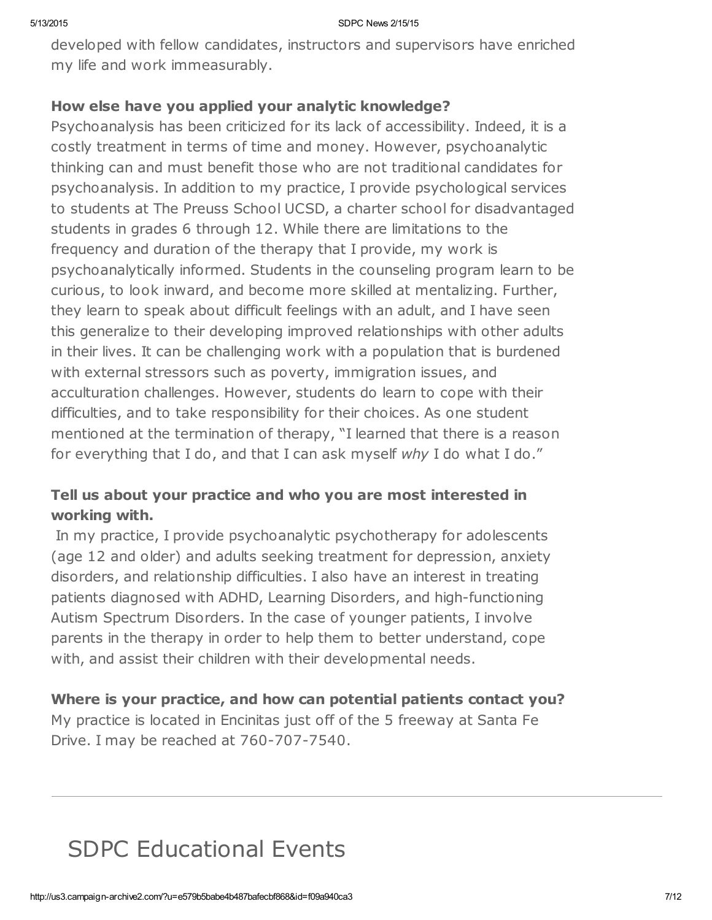developed with fellow candidates, instructors and supervisors have enriched my life and work immeasurably.

**How else have you applied your analytic knowledge?**

Psychoanalysis has been criticized for its lack of accessibility. Indeed, it is a costly treatment in terms of time and money. However, psychoanalytic thinking can and must benefit those who are not traditional candidates for psychoanalysis. In addition to my practice, I provide psychological services to students at The Preuss School UCSD, a charter school for disadvantaged students in grades 6 through 12. While there are limitations to the frequency and duration of the therapy that I provide, my work is psychoanalytically informed. Students in the counseling program learn to be curious, to look inward, and become more skilled at mentalizing. Further, they learn to speak about difficult feelings with an adult, and I have seen this generalize to their developing improved relationships with other adults in their lives. It can be challenging work with a population that is burdened with external stressors such as poverty, immigration issues, and acculturation challenges. However, students do learn to cope with their difficulties, and to take responsibility for their choices. As one student mentioned at the termination of therapy, "I learned that there is a reason for everything that I do, and that I can ask myself *why* I do what I do."

**Tell us about your practice and who you are most interested in working with.**

In my practice, I provide psychoanalytic psychotherapy for adolescents (age 12 and older) and adults seeking treatment for depression, anxiety disorders, and relationship difficulties. I also have an interest in treating patients diagnosed with ADHD, Learning Disorders, and high-functioning Autism Spectrum Disorders. In the case of younger patients, I involve parents in the therapy in order to help them to better understand, cope with, and assist their children with their developmental needs.

**Where is your practice, and how can potential patients contact you?**

My practice is located in Encinitas just off of the 5 freeway at Santa Fe Drive. I may be reached at 760-707-7540.

---

# SDPC Educational Events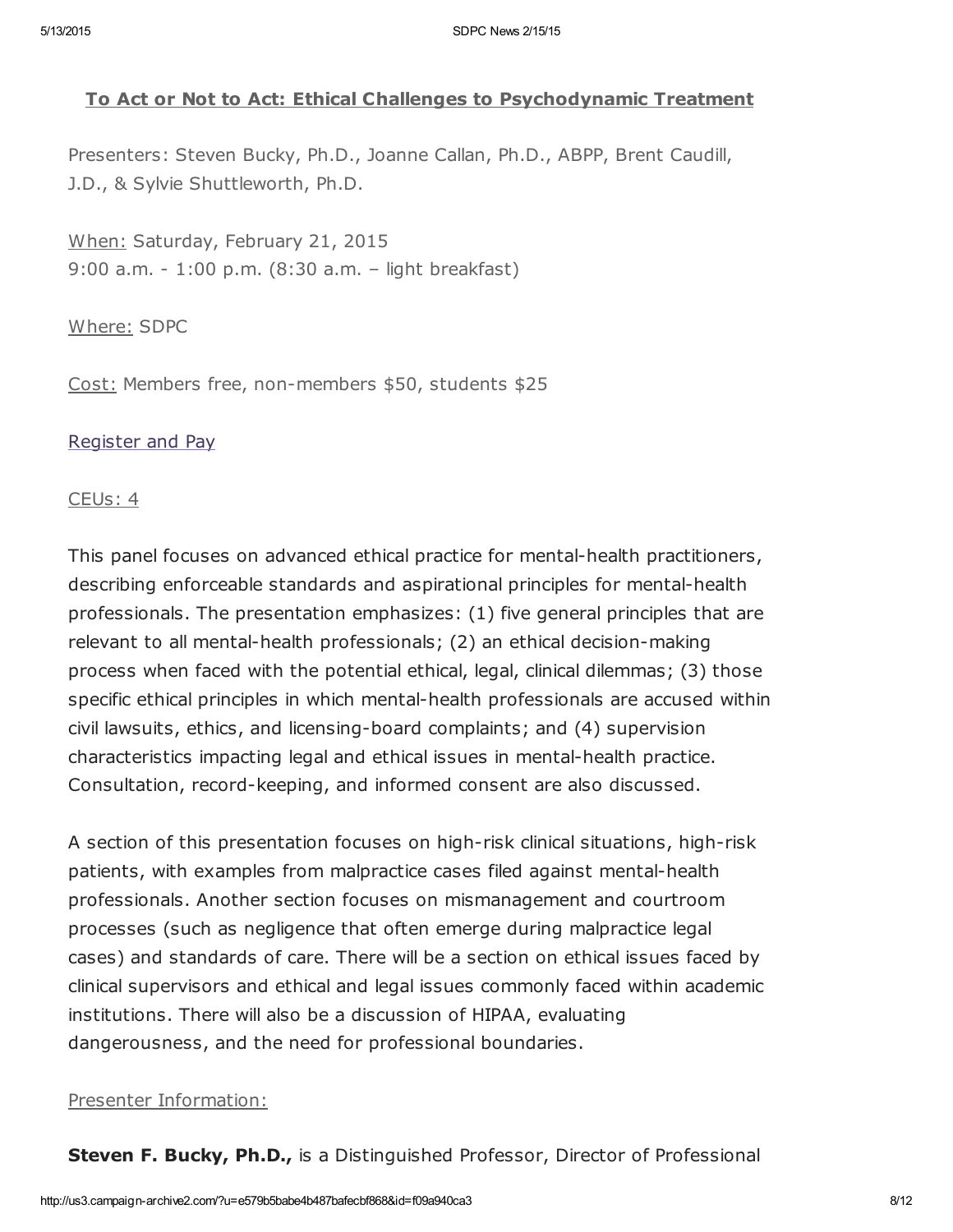## To Act or Not to Act: Ethical Challenges to Psychodynamic Treatment

Presenters: Steven Bucky, Ph.D., Joanne Callan, Ph.D., ABPP, Brent Caudill, J.D., & Sylvie Shuttleworth, Ph.D.

When: Saturday, February 21, 2015
9:00 a.m. - 1:00 p.m. (8:30 a.m. – light breakfast)

Where: SDPC

Cost: Members free, non-members $50, students $25

Register and Pay

CEUs: 4

This panel focuses on advanced ethical practice for mental-health practitioners, describing enforceable standards and aspirational principles for mental-health professionals. The presentation emphasizes: (1) five general principles that are relevant to all mental-health professionals; (2) an ethical decision-making process when faced with the potential ethical, legal, clinical dilemmas; (3) those specific ethical principles in which mental-health professionals are accused within civil lawsuits, ethics, and licensing-board complaints; and (4) supervision characteristics impacting legal and ethical issues in mental-health practice. Consultation, record-keeping, and informed consent are also discussed.

A section of this presentation focuses on high-risk clinical situations, high-risk patients, with examples from malpractice cases filed against mental-health professionals. Another section focuses on mismanagement and courtroom processes (such as negligence that often emerge during malpractice legal cases) and standards of care. There will be a section on ethical issues faced by clinical supervisors and ethical and legal issues commonly faced within academic institutions. There will also be a discussion of HIPAA, evaluating dangerousness, and the need for professional boundaries.

Presenter Information:

**Steven F. Bucky, Ph.D.,** is a Distinguished Professor, Director of Professional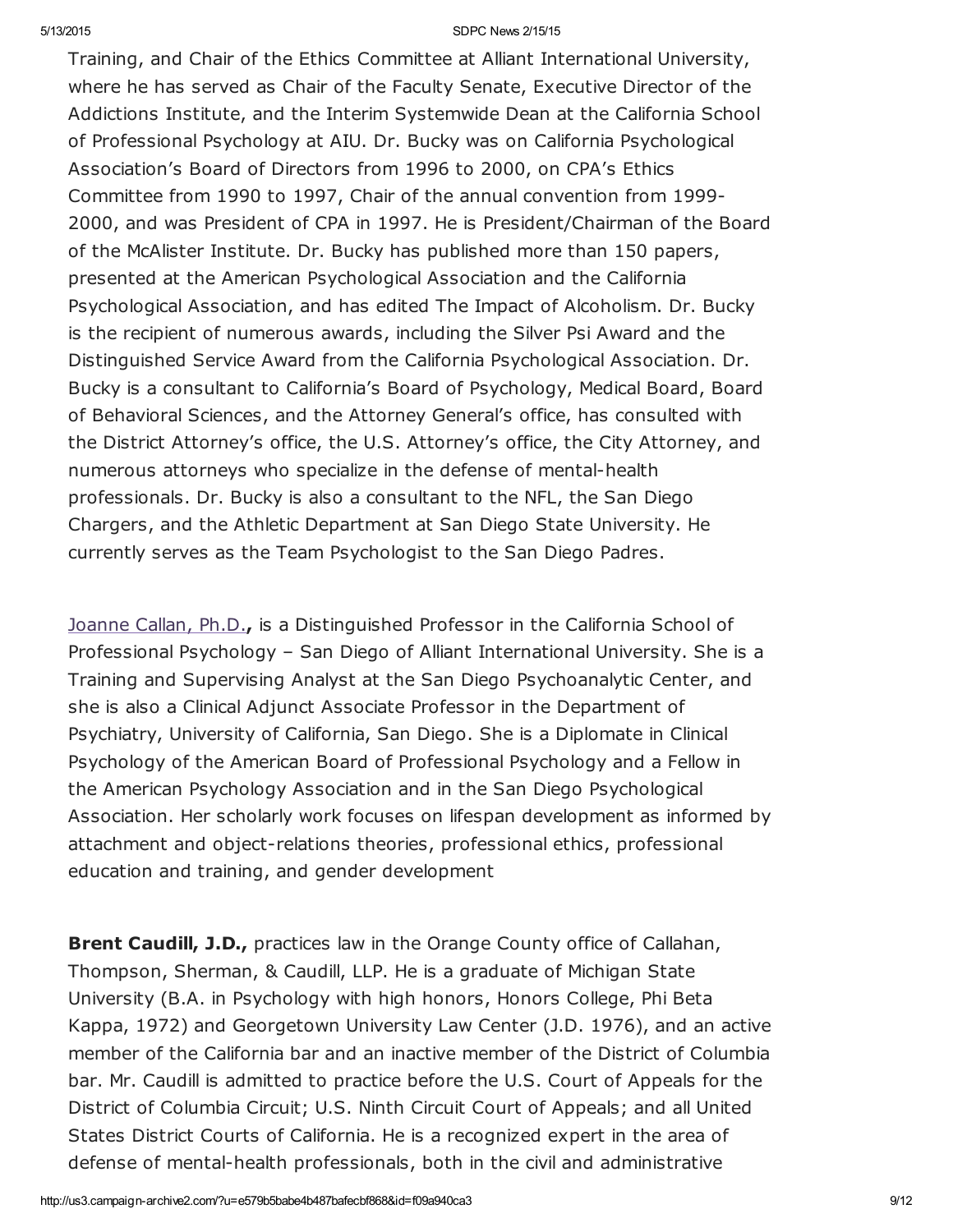Training, and Chair of the Ethics Committee at Alliant International University, where he has served as Chair of the Faculty Senate, Executive Director of the Addictions Institute, and the Interim Systemwide Dean at the California School of Professional Psychology at AIU. Dr. Bucky was on California Psychological Association's Board of Directors from 1996 to 2000, on CPA's Ethics Committee from 1990 to 1997, Chair of the annual convention from 1999-2000, and was President of CPA in 1997. He is President/Chairman of the Board of the McAlister Institute. Dr. Bucky has published more than 150 papers, presented at the American Psychological Association and the California Psychological Association, and has edited The Impact of Alcoholism. Dr. Bucky is the recipient of numerous awards, including the Silver Psi Award and the Distinguished Service Award from the California Psychological Association. Dr. Bucky is a consultant to California's Board of Psychology, Medical Board, Board of Behavioral Sciences, and the Attorney General's office, has consulted with the District Attorney's office, the U.S. Attorney's office, the City Attorney, and numerous attorneys who specialize in the defense of mental-health professionals. Dr. Bucky is also a consultant to the NFL, the San Diego Chargers, and the Athletic Department at San Diego State University. He currently serves as the Team Psychologist to the San Diego Padres.

Joanne Callan, Ph.D.**,** is a Distinguished Professor in the California School of Professional Psychology – San Diego of Alliant International University. She is a Training and Supervising Analyst at the San Diego Psychoanalytic Center, and she is also a Clinical Adjunct Associate Professor in the Department of Psychiatry, University of California, San Diego. She is a Diplomate in Clinical Psychology of the American Board of Professional Psychology and a Fellow in the American Psychology Association and in the San Diego Psychological Association. Her scholarly work focuses on lifespan development as informed by attachment and object-relations theories, professional ethics, professional education and training, and gender development

**Brent Caudill, J.D.,** practices law in the Orange County office of Callahan, Thompson, Sherman, & Caudill, LLP. He is a graduate of Michigan State University (B.A. in Psychology with high honors, Honors College, Phi Beta Kappa, 1972) and Georgetown University Law Center (J.D. 1976), and an active member of the California bar and an inactive member of the District of Columbia bar. Mr. Caudill is admitted to practice before the U.S. Court of Appeals for the District of Columbia Circuit; U.S. Ninth Circuit Court of Appeals; and all United States District Courts of California. He is a recognized expert in the area of defense of mental-health professionals, both in the civil and administrative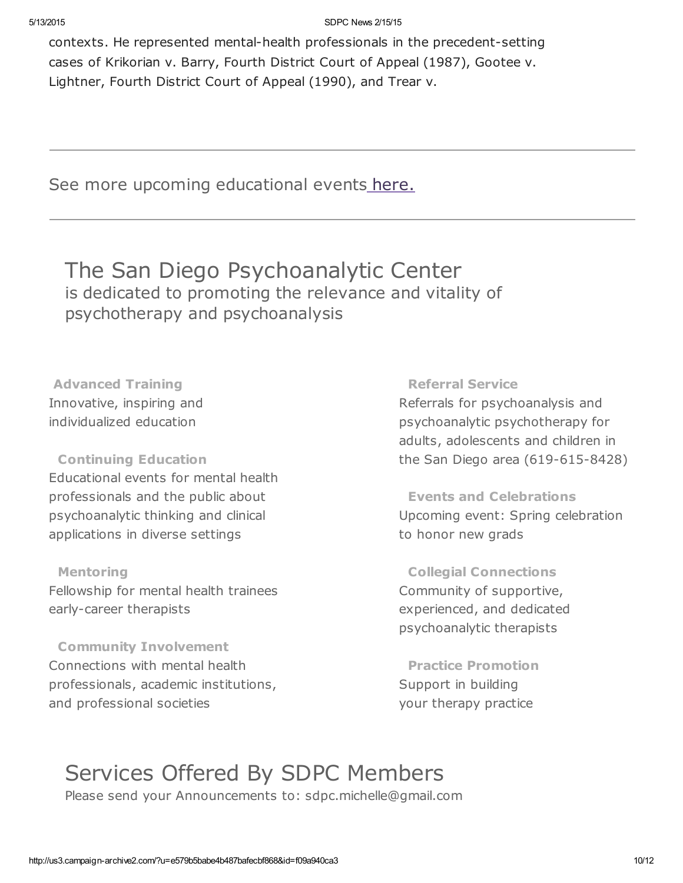contexts. He represented mental-health professionals in the precedent-setting cases of Krikorian v. Barry, Fourth District Court of Appeal (1987), Gootee v. Lightner, Fourth District Court of Appeal (1990), and Trear v.

---

See more upcoming educational events here.

---

## The San Diego Psychoanalytic Center

is dedicated to promoting the relevance and vitality of psychotherapy and psychoanalysis

**Advanced Training**
Innovative, inspiring and individualized education

**Continuing Education**
Educational events for mental health professionals and the public about psychoanalytic thinking and clinical applications in diverse settings

**Mentoring**
Fellowship for mental health trainees early-career therapists

**Community Involvement**
Connections with mental health professionals, academic institutions, and professional societies

**Referral Service**
Referrals for psychoanalysis and psychoanalytic psychotherapy for adults, adolescents and children in the San Diego area (619-615-8428)

**Events and Celebrations**
Upcoming event: Spring celebration to honor new grads

**Collegial Connections**
Community of supportive, experienced, and dedicated psychoanalytic therapists

**Practice Promotion**
Support in building your therapy practice

## Services Offered By SDPC Members

Please send your Announcements to: sdpc.michelle@gmail.com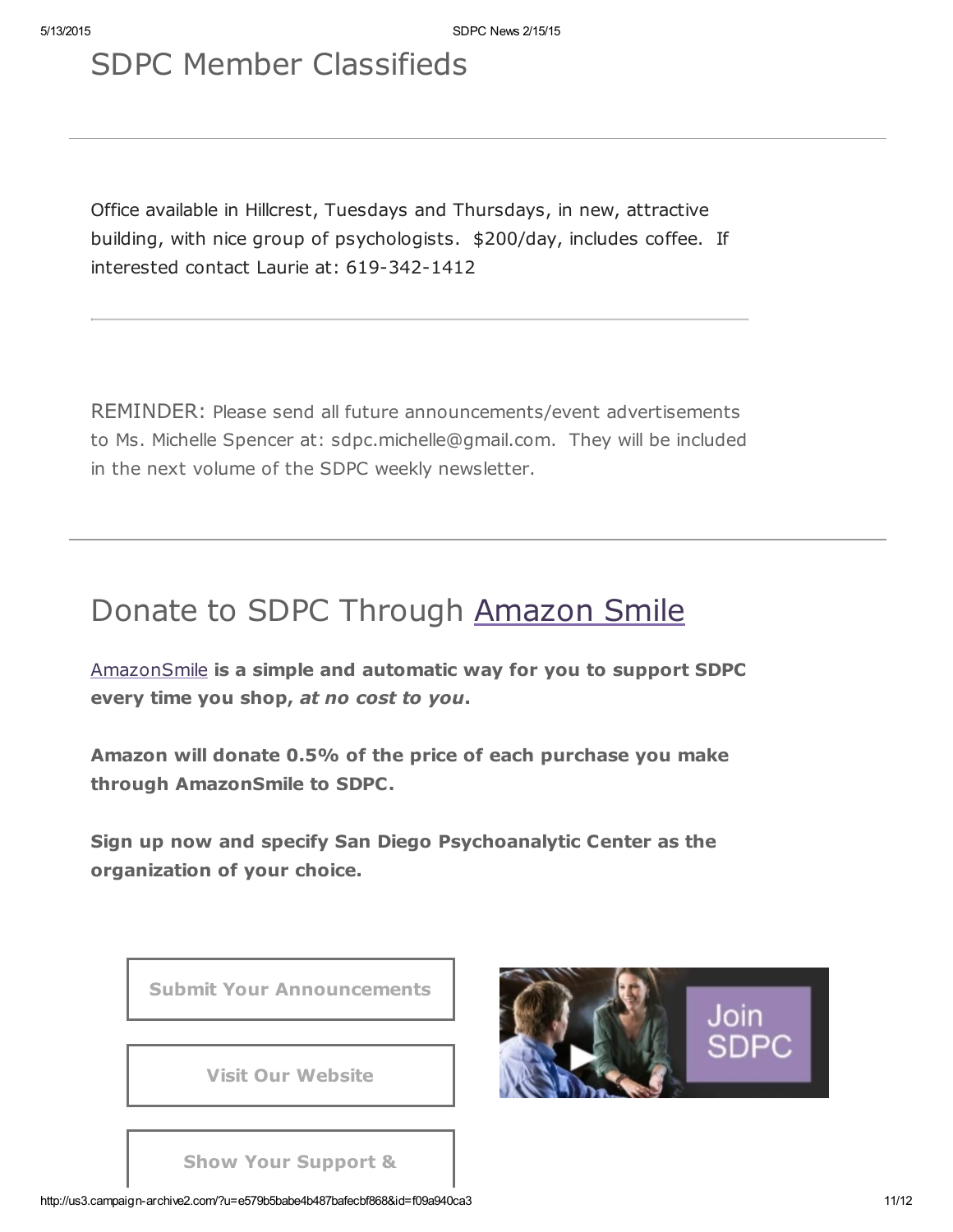# SDPC Member Classifieds

---

Office available in Hillcrest, Tuesdays and Thursdays, in new, attractive building, with nice group of psychologists.  $200/day, includes coffee.  If interested contact Laurie at: 619-342-1412

---

REMINDER: Please send all future announcements/event advertisements to Ms. Michelle Spencer at: sdpc.michelle@gmail.com.  They will be included in the next volume of the SDPC weekly newsletter.

---

# Donate to SDPC Through Amazon Smile

AmazonSmile **is a simple and automatic way for you to support SDPC every time you shop, *at no cost to you*.**

**Amazon will donate 0.5% of the price of each purchase you make through AmazonSmile to SDPC.**

**Sign up now and specify San Diego Psychoanalytic Center as the organization of your choice.**

Submit Your Announcements

Visit Our Website

Show Your Support &

Join SDPC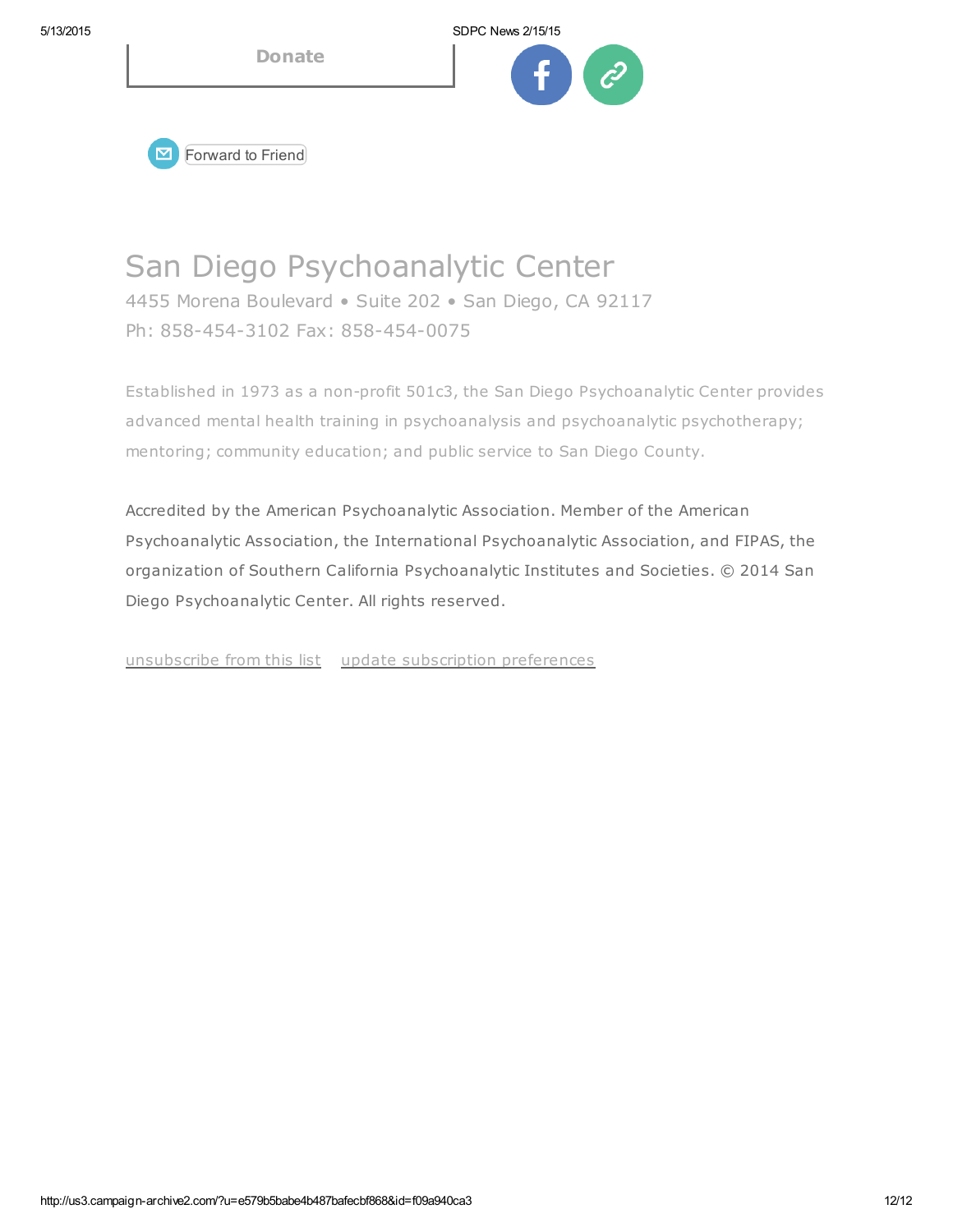Donate

Forward to Friend

# San Diego Psychoanalytic Center

4455 Morena Boulevard • Suite 202 • San Diego, CA 92117

Ph: 858-454-3102 Fax: 858-454-0075

Established in 1973 as a non-profit 501c3, the San Diego Psychoanalytic Center provides advanced mental health training in psychoanalysis and psychoanalytic psychotherapy; mentoring; community education; and public service to San Diego County.

Accredited by the American Psychoanalytic Association. Member of the American Psychoanalytic Association, the International Psychoanalytic Association, and FIPAS, the organization of Southern California Psychoanalytic Institutes and Societies. © 2014 San Diego Psychoanalytic Center. All rights reserved.

unsubscribe from this list    update subscription preferences